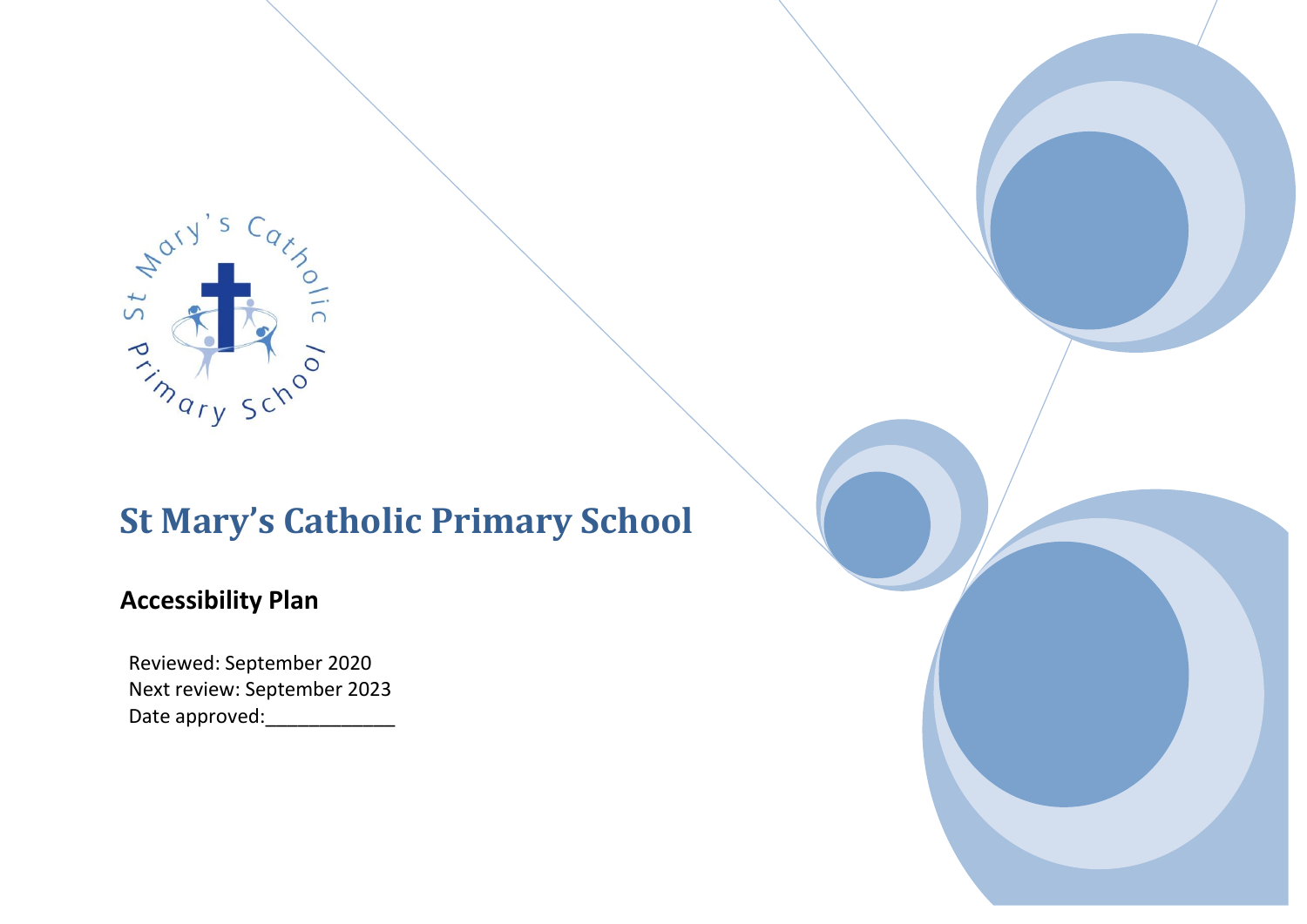# St Mary's Catholic Primary School

## Accessibility Plan

Reviewed: September 2020
Next review: September 2023
Date approved:____________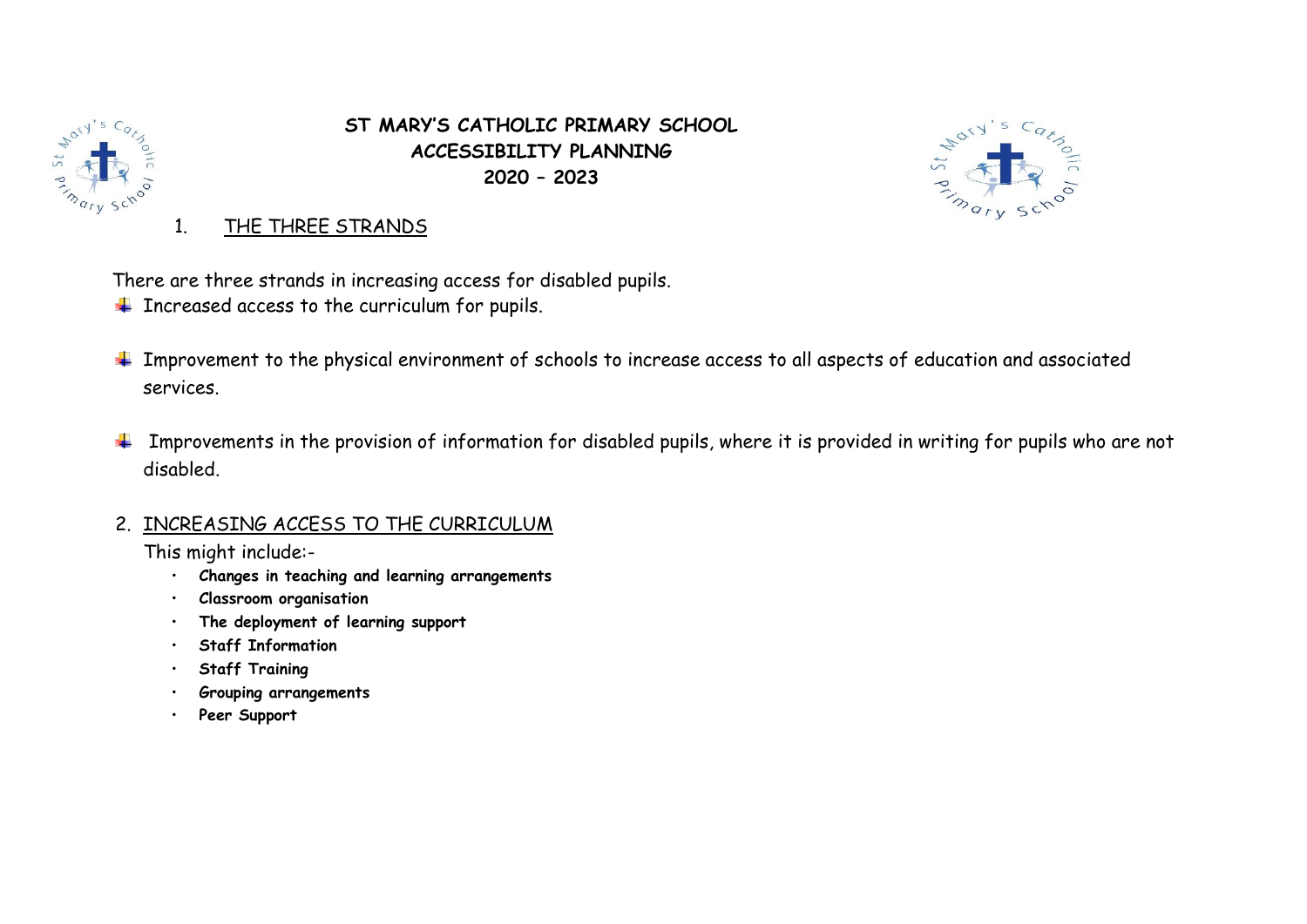# ST MARY'S CATHOLIC PRIMARY SCHOOL
# ACCESSIBILITY PLANNING
# 2020 – 2023

## 1. THE THREE STRANDS

There are three strands in increasing access for disabled pupils.

- Increased access to the curriculum for pupils.
- Improvement to the physical environment of schools to increase access to all aspects of education and associated services.
- Improvements in the provision of information for disabled pupils, where it is provided in writing for pupils who are not disabled.

## 2. INCREASING ACCESS TO THE CURRICULUM

This might include:-

- **Changes in teaching and learning arrangements**
- **Classroom organisation**
- **The deployment of learning support**
- **Staff Information**
- **Staff Training**
- **Grouping arrangements**
- **Peer Support**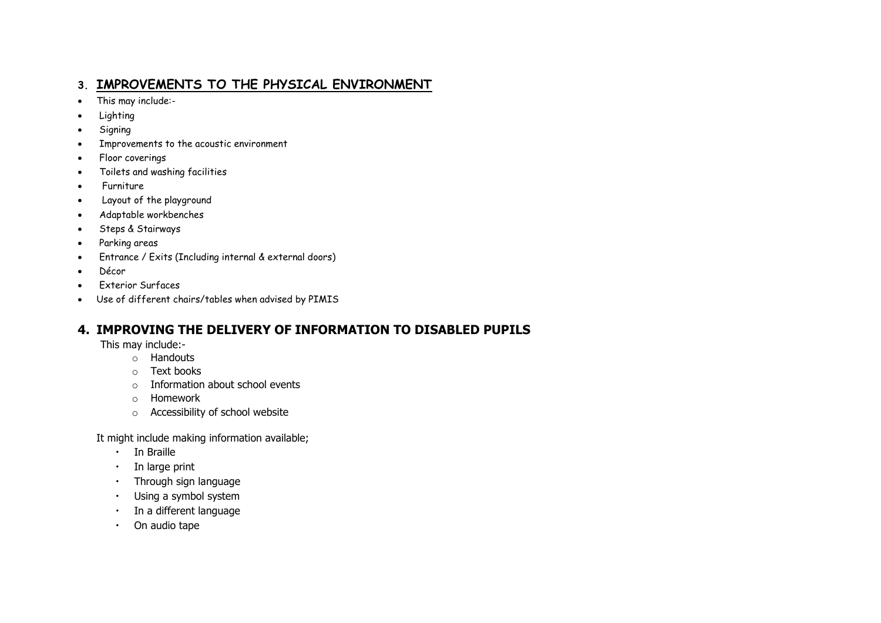## 3. IMPROVEMENTS TO THE PHYSICAL ENVIRONMENT

- This may include:-
- Lighting
- Signing
- Improvements to the acoustic environment
- Floor coverings
- Toilets and washing facilities
- Furniture
- Layout of the playground
- Adaptable workbenches
- Steps & Stairways
- Parking areas
- Entrance / Exits (Including internal & external doors)
- Décor
- Exterior Surfaces
- Use of different chairs/tables when advised by PIMIS

## 4. IMPROVING THE DELIVERY OF INFORMATION TO DISABLED PUPILS

This may include:-

- Handouts
- Text books
- Information about school events
- Homework
- Accessibility of school website

It might include making information available;

- In Braille
- In large print
- Through sign language
- Using a symbol system
- In a different language
- On audio tape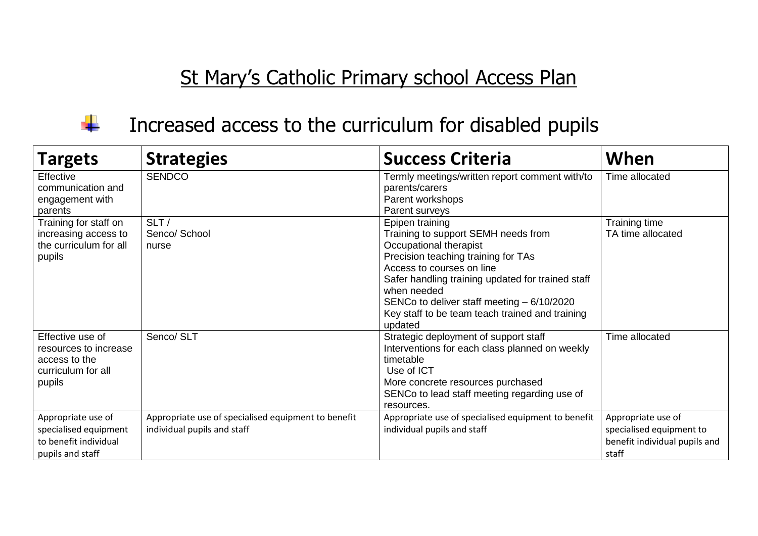# St Mary's Catholic Primary school Access Plan

## Increased access to the curriculum for disabled pupils

| Targets | Strategies | Success Criteria | When |
|---|---|---|---|
| Effective communication and engagement with parents | SENDCO | Termly meetings/written report comment with/to parents/carers<br>Parent workshops<br>Parent surveys | Time allocated |
| Training for staff on increasing access to the curriculum for all pupils | SLT /<br>Senco/ School nurse | Epipen training<br>Training to support SEMH needs from Occupational therapist<br>Precision teaching training for TAs<br>Access to courses on line<br>Safer handling training updated for trained staff when needed<br>SENCo to deliver staff meeting – 6/10/2020<br>Key staff to be team teach trained and training updated | Training time<br>TA time allocated |
| Effective use of resources to increase access to the curriculum for all pupils | Senco/ SLT | Strategic deployment of support staff<br>Interventions for each class planned on weekly timetable<br>Use of ICT<br>More concrete resources purchased<br>SENCo to lead staff meeting regarding use of resources. | Time allocated |
| Appropriate use of specialised equipment to benefit individual pupils and staff | Appropriate use of specialised equipment to benefit individual pupils and staff | Appropriate use of specialised equipment to benefit individual pupils and staff | Appropriate use of specialised equipment to benefit individual pupils and staff |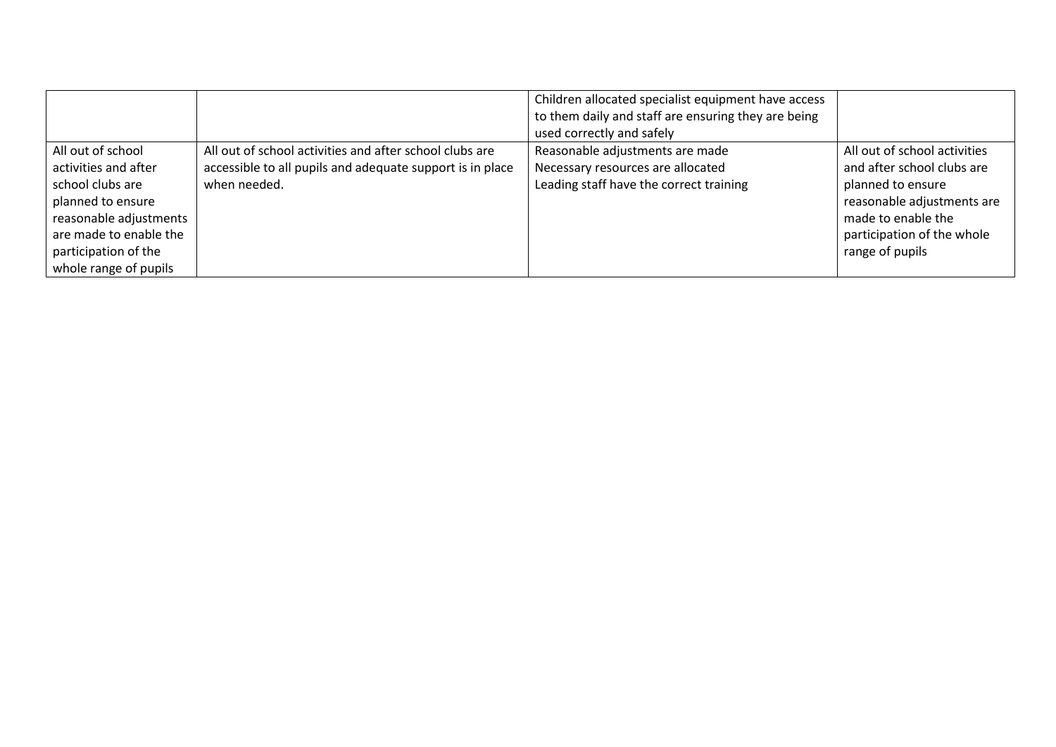| | | | |
|---|---|---|---|
| | | Children allocated specialist equipment have access to them daily and staff are ensuring they are being used correctly and safely | |
| All out of school activities and after school clubs are planned to ensure reasonable adjustments are made to enable the participation of the whole range of pupils | All out of school activities and after school clubs are accessible to all pupils and adequate support is in place when needed. | Reasonable adjustments are made<br>Necessary resources are allocated<br>Leading staff have the correct training | All out of school activities and after school clubs are planned to ensure reasonable adjustments are made to enable the participation of the whole range of pupils |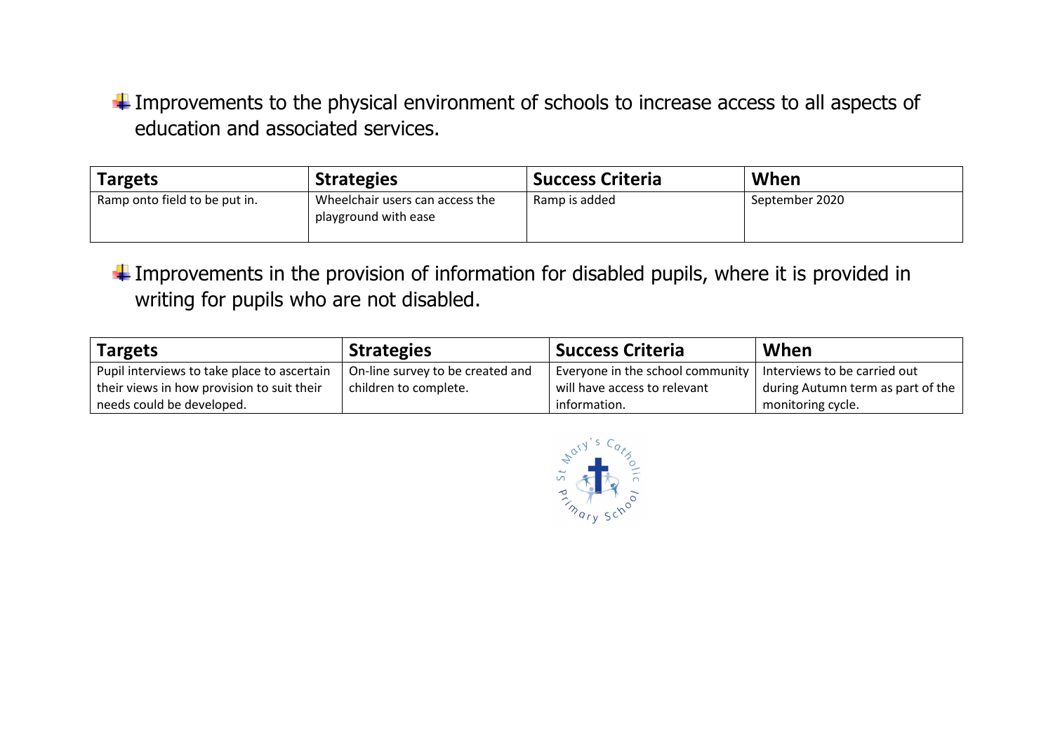- Improvements to the physical environment of schools to increase access to all aspects of education and associated services.

| Targets | Strategies | Success Criteria | When |
|---|---|---|---|
| Ramp onto field to be put in. | Wheelchair users can access the playground with ease | Ramp is added | September 2020 |

- Improvements in the provision of information for disabled pupils, where it is provided in writing for pupils who are not disabled.

| Targets | Strategies | Success Criteria | When |
|---|---|---|---|
| Pupil interviews to take place to ascertain their views in how provision to suit their needs could be developed. | On-line survey to be created and children to complete. | Everyone in the school community will have access to relevant information. | Interviews to be carried out during Autumn term as part of the monitoring cycle. |